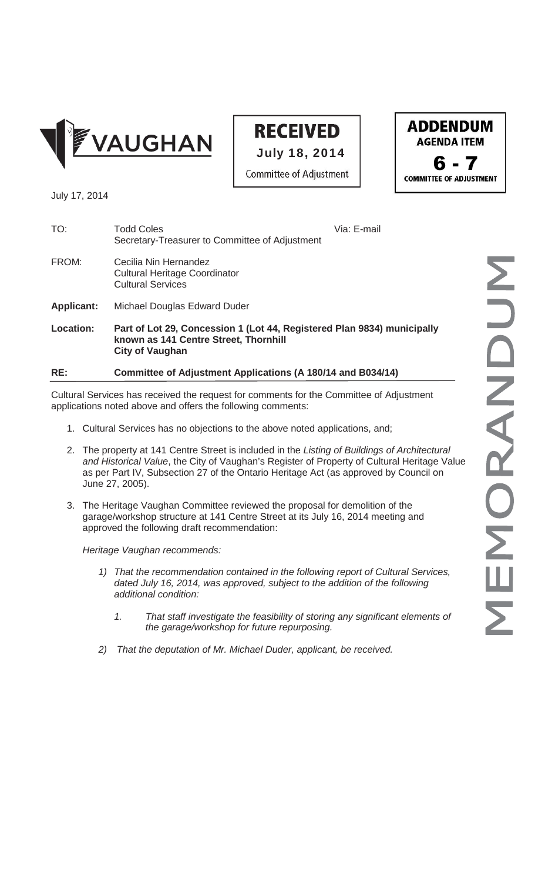VAUGHAN

**RECEIVED**
**July 18, 2014**
Committee of Adjustment

**ADDENDUM**
**AGENDA ITEM**
**6 - 7**
**COMMITTEE OF ADJUSTMENT**

MEMORANDUM

July 17, 2014

TO: Todd Coles
Secretary-Treasurer to Committee of Adjustment
Via: E-mail

FROM: Cecilia Nin Hernandez
Cultural Heritage Coordinator
Cultural Services

**Applicant:** Michael Douglas Edward Duder

**Location:** **Part of Lot 29, Concession 1 (Lot 44, Registered Plan 9834) municipally known as 141 Centre Street, Thornhill City of Vaughan**

**RE: Committee of Adjustment Applications (A 180/14 and B034/14)**

Cultural Services has received the request for comments for the Committee of Adjustment applications noted above and offers the following comments:

1. Cultural Services has no objections to the above noted applications, and;

2. The property at 141 Centre Street is included in the *Listing of Buildings of Architectural and Historical Value*, the City of Vaughan's Register of Property of Cultural Heritage Value as per Part IV, Subsection 27 of the Ontario Heritage Act (as approved by Council on June 27, 2005).

3. The Heritage Vaughan Committee reviewed the proposal for demolition of the garage/workshop structure at 141 Centre Street at its July 16, 2014 meeting and approved the following draft recommendation:

   *Heritage Vaughan recommends:*

   *1) That the recommendation contained in the following report of Cultural Services, dated July 16, 2014, was approved, subject to the addition of the following additional condition:*

      *1. That staff investigate the feasibility of storing any significant elements of the garage/workshop for future repurposing.*

   *2) That the deputation of Mr. Michael Duder, applicant, be received.*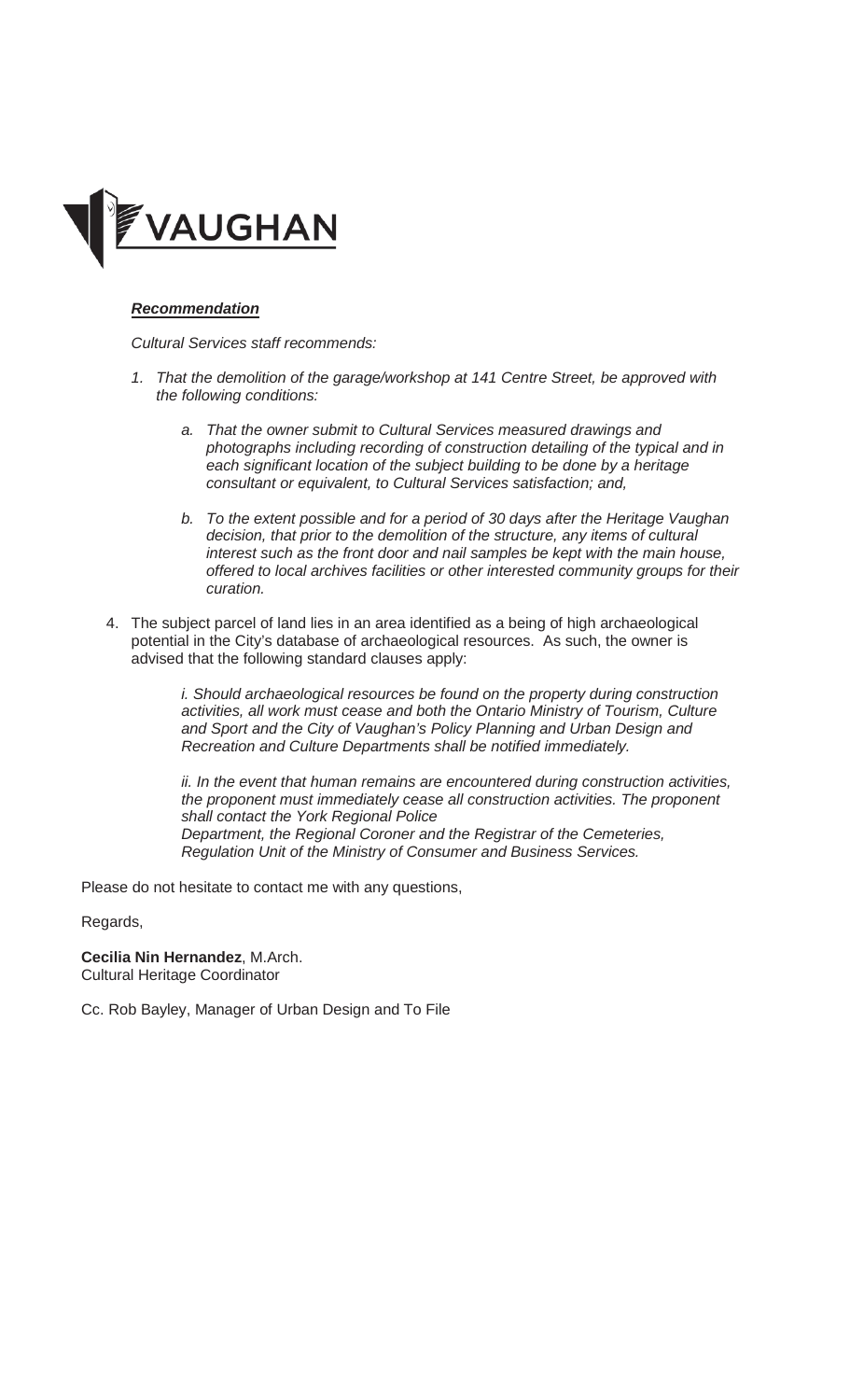***Recommendation***

*Cultural Services staff recommends:*

1. *That the demolition of the garage/workshop at 141 Centre Street, be approved with the following conditions:*

   a. *That the owner submit to Cultural Services measured drawings and photographs including recording of construction detailing of the typical and in each significant location of the subject building to be done by a heritage consultant or equivalent, to Cultural Services satisfaction; and,*

   b. *To the extent possible and for a period of 30 days after the Heritage Vaughan decision, that prior to the demolition of the structure, any items of cultural interest such as the front door and nail samples be kept with the main house, offered to local archives facilities or other interested community groups for their curation.*

4. The subject parcel of land lies in an area identified as a being of high archaeological potential in the City's database of archaeological resources. As such, the owner is advised that the following standard clauses apply:

   *i. Should archaeological resources be found on the property during construction activities, all work must cease and both the Ontario Ministry of Tourism, Culture and Sport and the City of Vaughan's Policy Planning and Urban Design and Recreation and Culture Departments shall be notified immediately.*

   *ii. In the event that human remains are encountered during construction activities, the proponent must immediately cease all construction activities. The proponent shall contact the York Regional Police Department, the Regional Coroner and the Registrar of the Cemeteries, Regulation Unit of the Ministry of Consumer and Business Services.*

Please do not hesitate to contact me with any questions,

Regards,

**Cecilia Nin Hernandez**, M.Arch.
Cultural Heritage Coordinator

Cc. Rob Bayley, Manager of Urban Design and To File